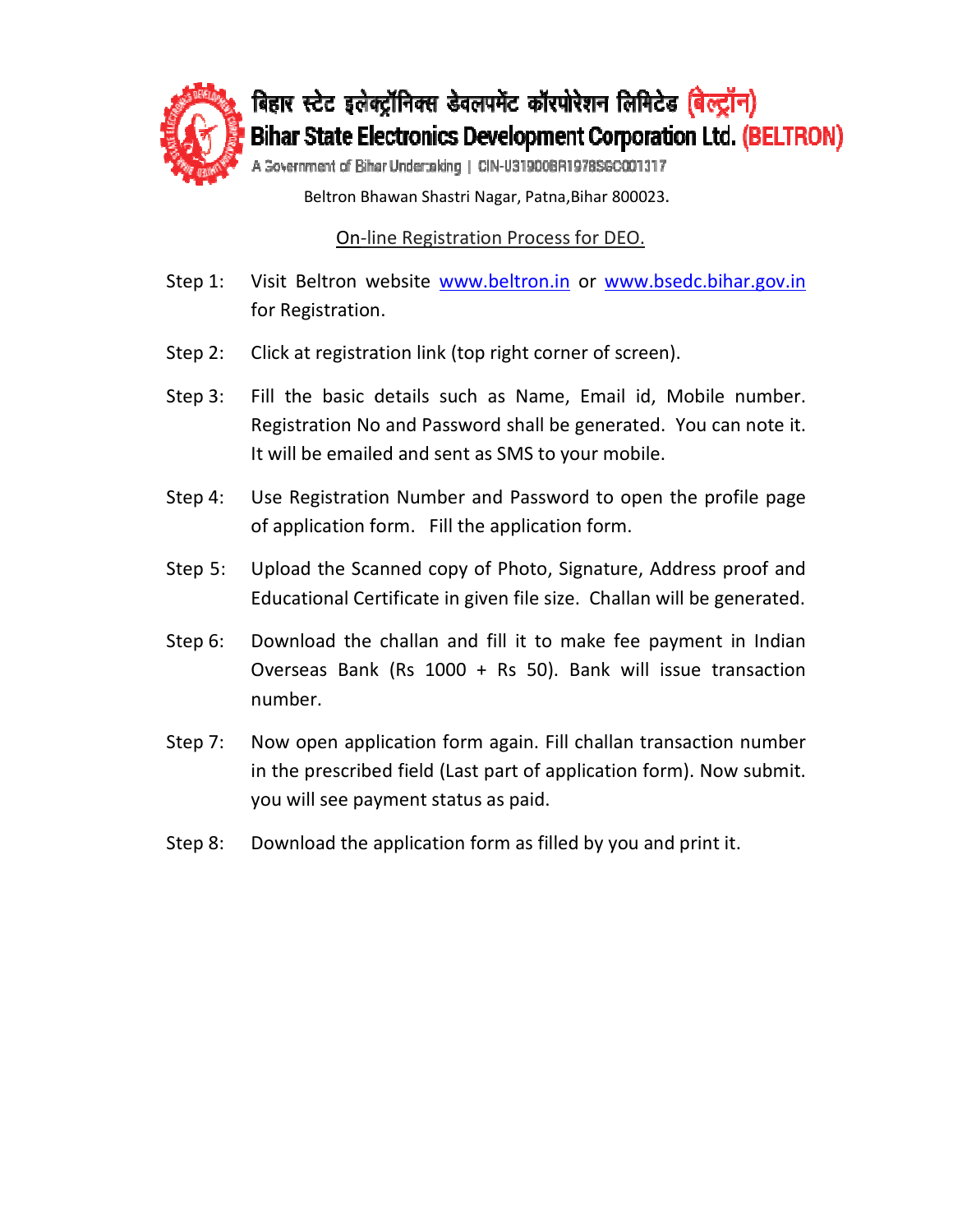# बिहार स्टेट इलेक्ट्रॉनिक्स डेवलपमेंट कॉरपोरेशन लिमिटेड (बेल्ट्रॉन)

# Bihar State Electronics Development Corporation Ltd. (BELTRON)

A Government of Bihar Undertaking | CIN-U31900BR1978SGC001317

Beltron Bhawan Shastri Nagar, Patna,Bihar 800023.

## On-line Registration Process for DEO.

Step 1: Visit Beltron website www.beltron.in or www.bsedc.bihar.gov.in for Registration.

Step 2: Click at registration link (top right corner of screen).

Step 3: Fill the basic details such as Name, Email id, Mobile number. Registration No and Password shall be generated. You can note it. It will be emailed and sent as SMS to your mobile.

Step 4: Use Registration Number and Password to open the profile page of application form. Fill the application form.

Step 5: Upload the Scanned copy of Photo, Signature, Address proof and Educational Certificate in given file size. Challan will be generated.

Step 6: Download the challan and fill it to make fee payment in Indian Overseas Bank (Rs 1000 + Rs 50). Bank will issue transaction number.

Step 7: Now open application form again. Fill challan transaction number in the prescribed field (Last part of application form). Now submit. you will see payment status as paid.

Step 8: Download the application form as filled by you and print it.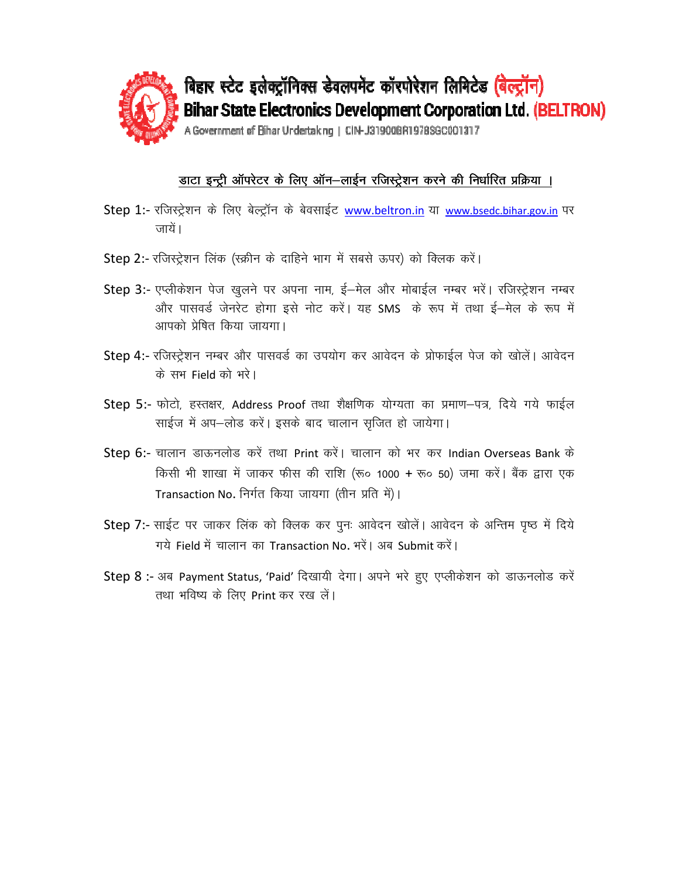बिहार स्टेट इलेक्ट्रॉनिक्स डेवलपमेंट कॉरपोरेशन लिमिटेड (बेल्ट्रॉन)

**Bihar State Electronics Development Corporation Ltd. (BELTRON)**

A Government of Bihar Undertaking | CIN-J31900BR1978SGC001317

## डाटा इन्ट्री ऑपरेटर के लिए ऑन–लाईन रजिस्ट्रेशन करने की निर्धारित प्रक्रिया ।

Step 1:- रजिस्ट्रेशन के लिए बेल्ट्रॉन के बेवसाईट www.beltron.in या www.bsedc.bihar.gov.in पर जायें।

Step 2:- रजिस्ट्रेशन लिंक (स्क्रीन के दाहिने भाग में सबसे ऊपर) को क्लिक करें।

Step 3:- एप्लीकेशन पेज खुलने पर अपना नाम, ई–मेल और मोबाईल नम्बर भरें। रजिस्ट्रेशन नम्बर और पासवर्ड जेनरेट होगा इसे नोट करें। यह SMS के रूप में तथा ई–मेल के रूप में आपको प्रेषित किया जायगा।

Step 4:- रजिस्ट्रेशन नम्बर और पासवर्ड का उपयोग कर आवेदन के प्रोफाईल पेज को खोलें। आवेदन के सभ Field को भरे।

Step 5:- फोटो, हस्तक्षर, Address Proof तथा शैक्षणिक योग्यता का प्रमाण–पत्र, दिये गये फाईल साईज में अप–लोड करें। इसके बाद चालान सृजित हो जायेगा।

Step 6:- चालान डाऊनलोड करें तथा Print करें। चालान को भर कर Indian Overseas Bank के किसी भी शाखा में जाकर फीस की राशि (रू० 1000 + रू० 50) जमा करें। बैंक द्वारा एक Transaction No. निर्गत किया जायगा (तीन प्रति में)।

Step 7:- साईट पर जाकर लिंक को क्लिक कर पुनः आवेदन खोलें। आवेदन के अन्तिम पृष्ठ में दिये गये Field में चालान का Transaction No. भरें। अब Submit करें।

Step 8 :- अब Payment Status, 'Paid' दिखायी देगा। अपने भरे हुए एप्लीकेशन को डाऊनलोड करें तथा भविष्य के लिए Print कर रख लें।